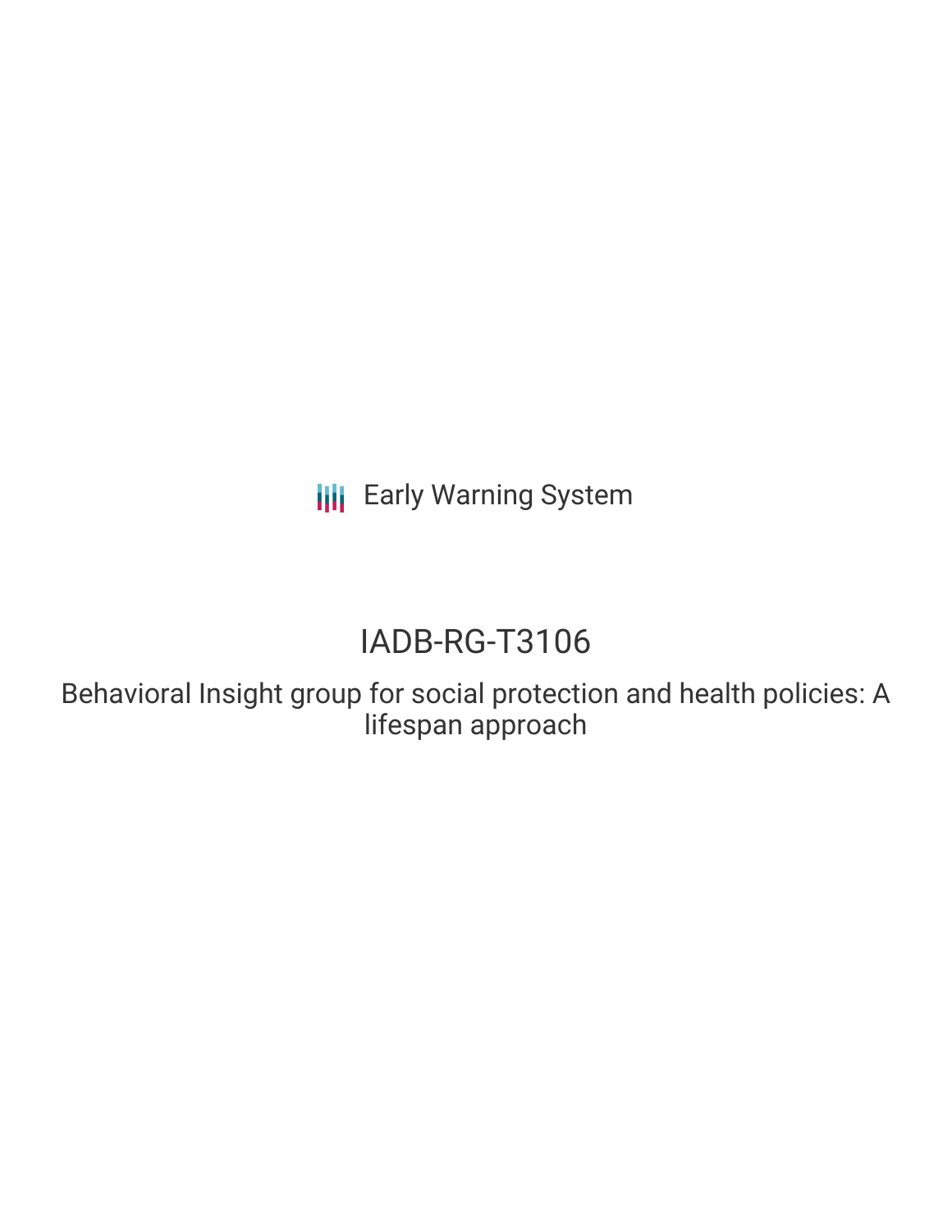Early Warning System

# IADB-RG-T3106

Behavioral Insight group for social protection and health policies: A lifespan approach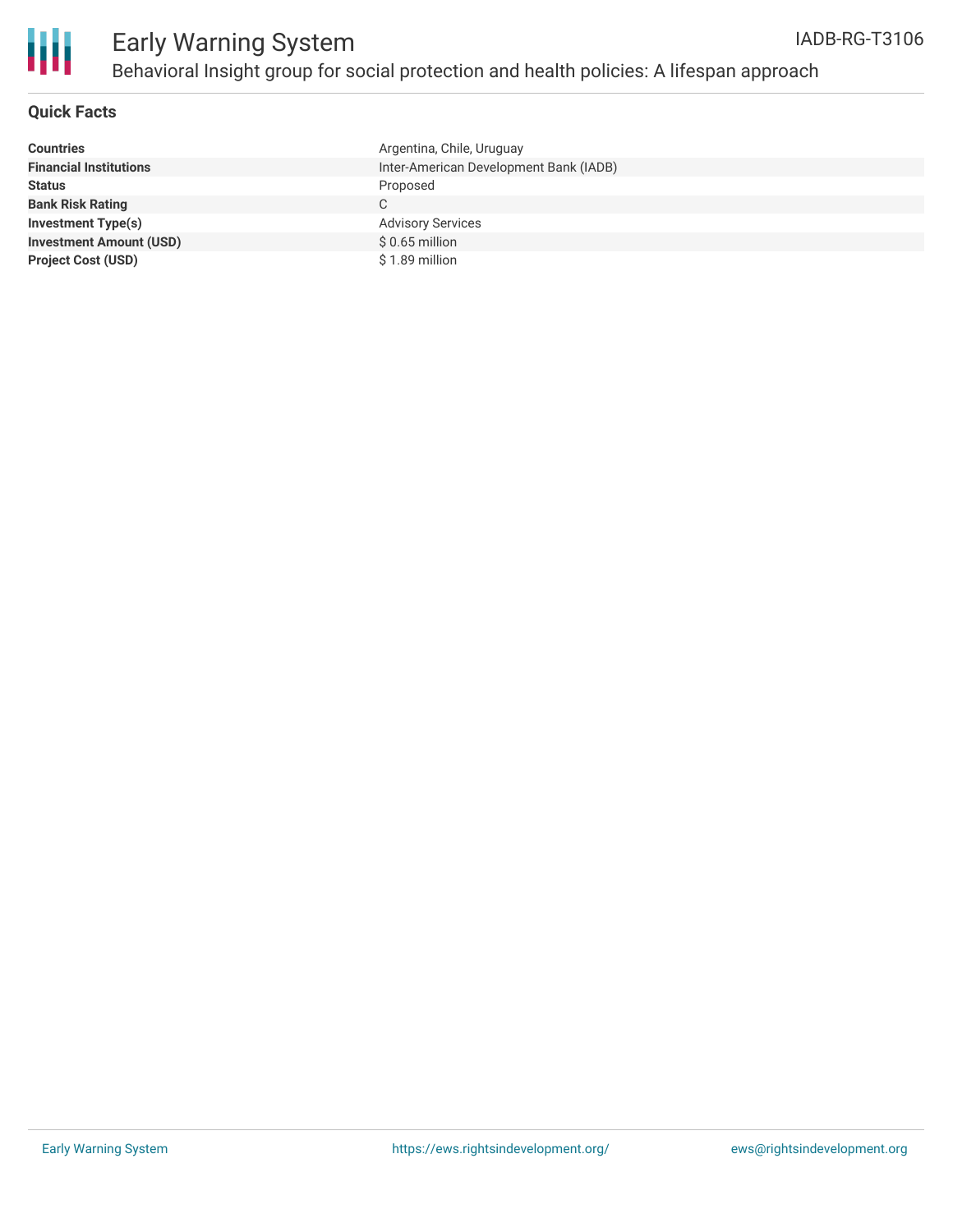# Early Warning System

## Behavioral Insight group for social protection and health policies: A lifespan approach

IADB-RG-T3106

### Quick Facts

| | |
|---|---|
| **Countries** | Argentina, Chile, Uruguay |
| **Financial Institutions** | Inter-American Development Bank (IADB) |
| **Status** | Proposed |
| **Bank Risk Rating** | C |
| **Investment Type(s)** | Advisory Services |
| **Investment Amount (USD)** | $ 0.65 million |
| **Project Cost (USD)** | $ 1.89 million |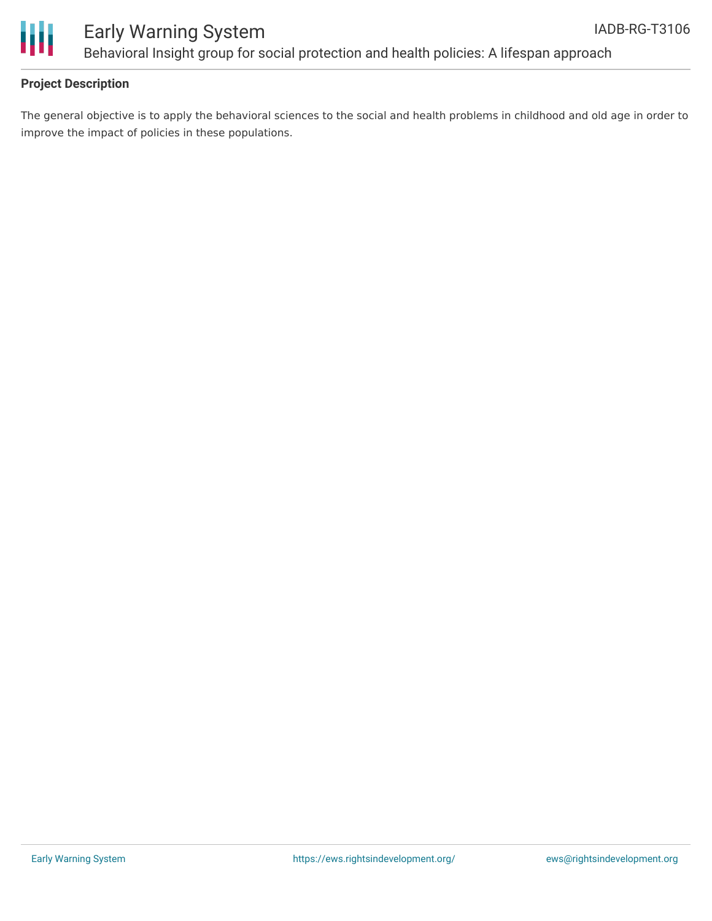## Project Description

The general objective is to apply the behavioral sciences to the social and health problems in childhood and old age in order to improve the impact of policies in these populations.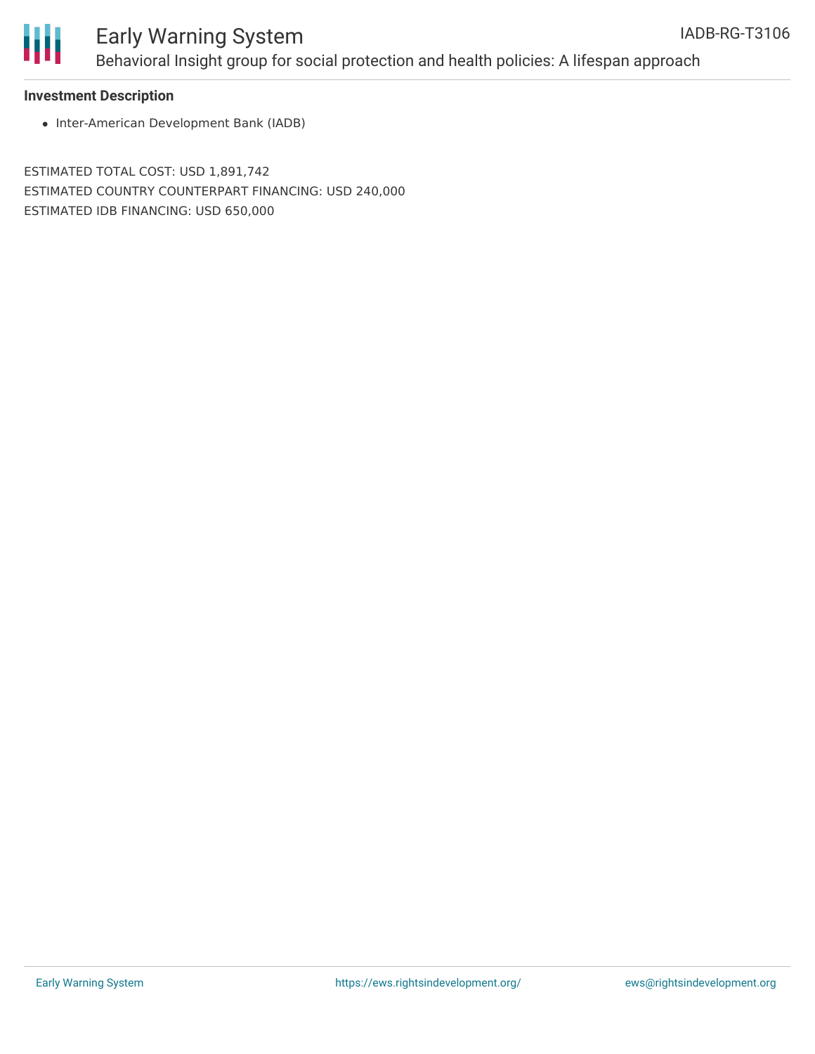### Investment Description

- Inter-American Development Bank (IADB)

ESTIMATED TOTAL COST: USD 1,891,742
ESTIMATED COUNTRY COUNTERPART FINANCING: USD 240,000
ESTIMATED IDB FINANCING: USD 650,000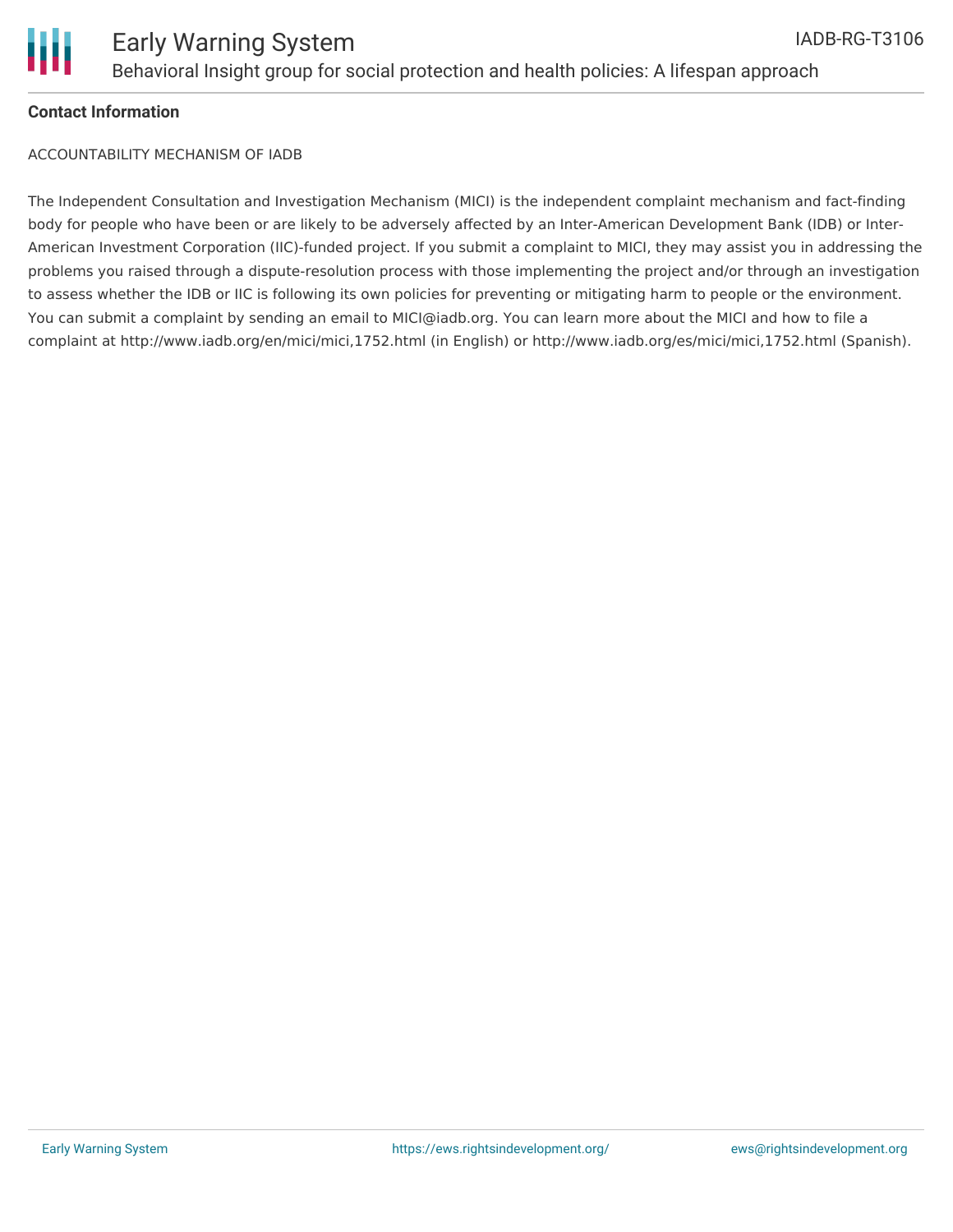**Contact Information**

ACCOUNTABILITY MECHANISM OF IADB

The Independent Consultation and Investigation Mechanism (MICI) is the independent complaint mechanism and fact-finding body for people who have been or are likely to be adversely affected by an Inter-American Development Bank (IDB) or Inter-American Investment Corporation (IIC)-funded project. If you submit a complaint to MICI, they may assist you in addressing the problems you raised through a dispute-resolution process with those implementing the project and/or through an investigation to assess whether the IDB or IIC is following its own policies for preventing or mitigating harm to people or the environment. You can submit a complaint by sending an email to MICI@iadb.org. You can learn more about the MICI and how to file a complaint at http://www.iadb.org/en/mici/mici,1752.html (in English) or http://www.iadb.org/es/mici/mici,1752.html (Spanish).